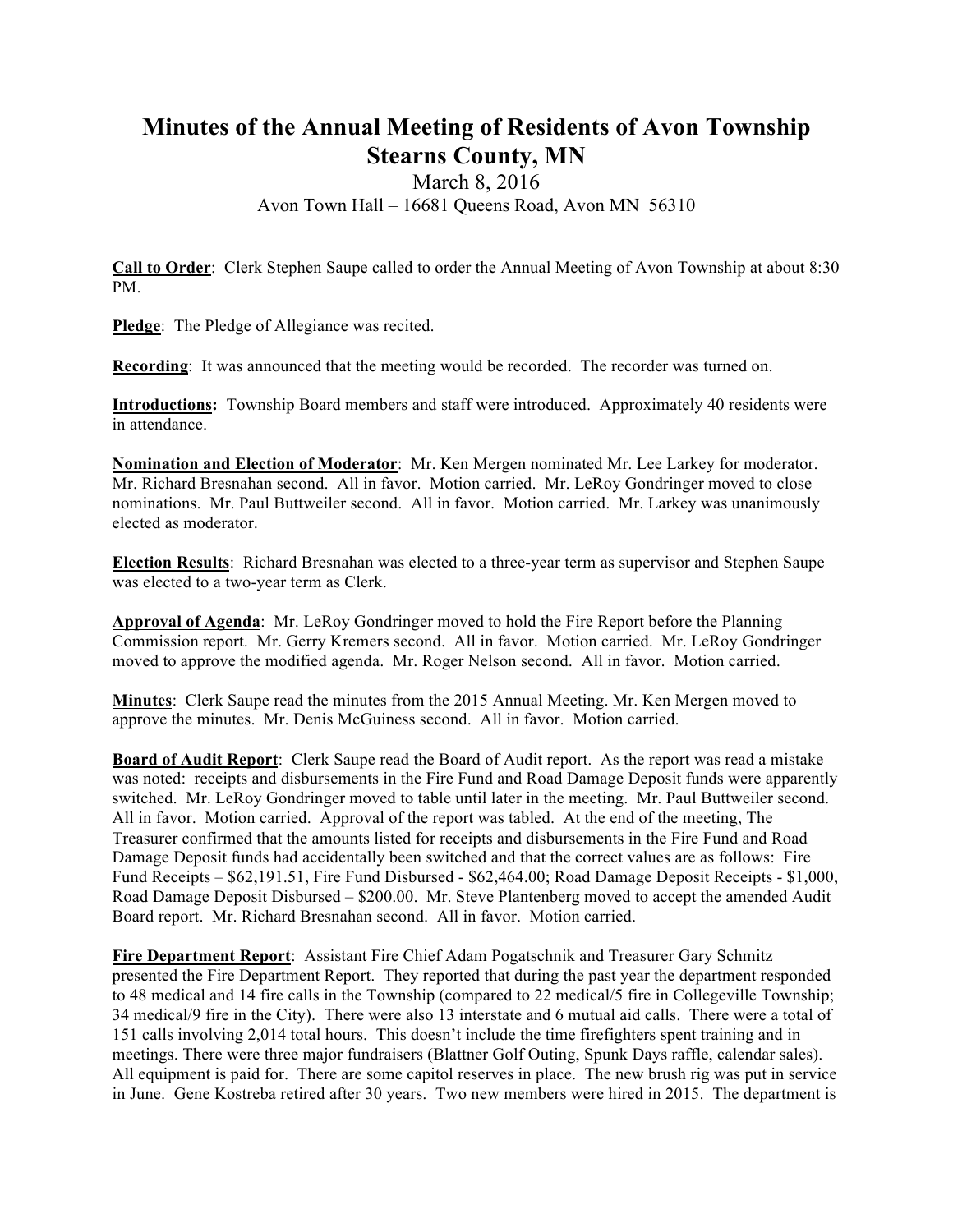# Minutes of the Annual Meeting of Residents of Avon Township Stearns County, MN

March 8, 2016

Avon Town Hall – 16681 Queens Road, Avon MN 56310

**Call to Order**: Clerk Stephen Saupe called to order the Annual Meeting of Avon Township at about 8:30 PM.

**Pledge**: The Pledge of Allegiance was recited.

**Recording**: It was announced that the meeting would be recorded. The recorder was turned on.

**Introductions:** Township Board members and staff were introduced. Approximately 40 residents were in attendance.

**Nomination and Election of Moderator**: Mr. Ken Mergen nominated Mr. Lee Larkey for moderator. Mr. Richard Bresnahan second. All in favor. Motion carried. Mr. LeRoy Gondringer moved to close nominations. Mr. Paul Buttweiler second. All in favor. Motion carried. Mr. Larkey was unanimously elected as moderator.

**Election Results**: Richard Bresnahan was elected to a three-year term as supervisor and Stephen Saupe was elected to a two-year term as Clerk.

**Approval of Agenda**: Mr. LeRoy Gondringer moved to hold the Fire Report before the Planning Commission report. Mr. Gerry Kremers second. All in favor. Motion carried. Mr. LeRoy Gondringer moved to approve the modified agenda. Mr. Roger Nelson second. All in favor. Motion carried.

**Minutes**: Clerk Saupe read the minutes from the 2015 Annual Meeting. Mr. Ken Mergen moved to approve the minutes. Mr. Denis McGuiness second. All in favor. Motion carried.

**Board of Audit Report**: Clerk Saupe read the Board of Audit report. As the report was read a mistake was noted: receipts and disbursements in the Fire Fund and Road Damage Deposit funds were apparently switched. Mr. LeRoy Gondringer moved to table until later in the meeting. Mr. Paul Buttweiler second. All in favor. Motion carried. Approval of the report was tabled. At the end of the meeting, The Treasurer confirmed that the amounts listed for receipts and disbursements in the Fire Fund and Road Damage Deposit funds had accidentally been switched and that the correct values are as follows: Fire Fund Receipts – $62,191.51, Fire Fund Disbursed - $62,464.00; Road Damage Deposit Receipts - $1,000, Road Damage Deposit Disbursed – $200.00. Mr. Steve Plantenberg moved to accept the amended Audit Board report. Mr. Richard Bresnahan second. All in favor. Motion carried.

**Fire Department Report**: Assistant Fire Chief Adam Pogatschnik and Treasurer Gary Schmitz presented the Fire Department Report. They reported that during the past year the department responded to 48 medical and 14 fire calls in the Township (compared to 22 medical/5 fire in Collegeville Township; 34 medical/9 fire in the City). There were also 13 interstate and 6 mutual aid calls. There were a total of 151 calls involving 2,014 total hours. This doesn't include the time firefighters spent training and in meetings. There were three major fundraisers (Blattner Golf Outing, Spunk Days raffle, calendar sales). All equipment is paid for. There are some capitol reserves in place. The new brush rig was put in service in June. Gene Kostreba retired after 30 years. Two new members were hired in 2015. The department is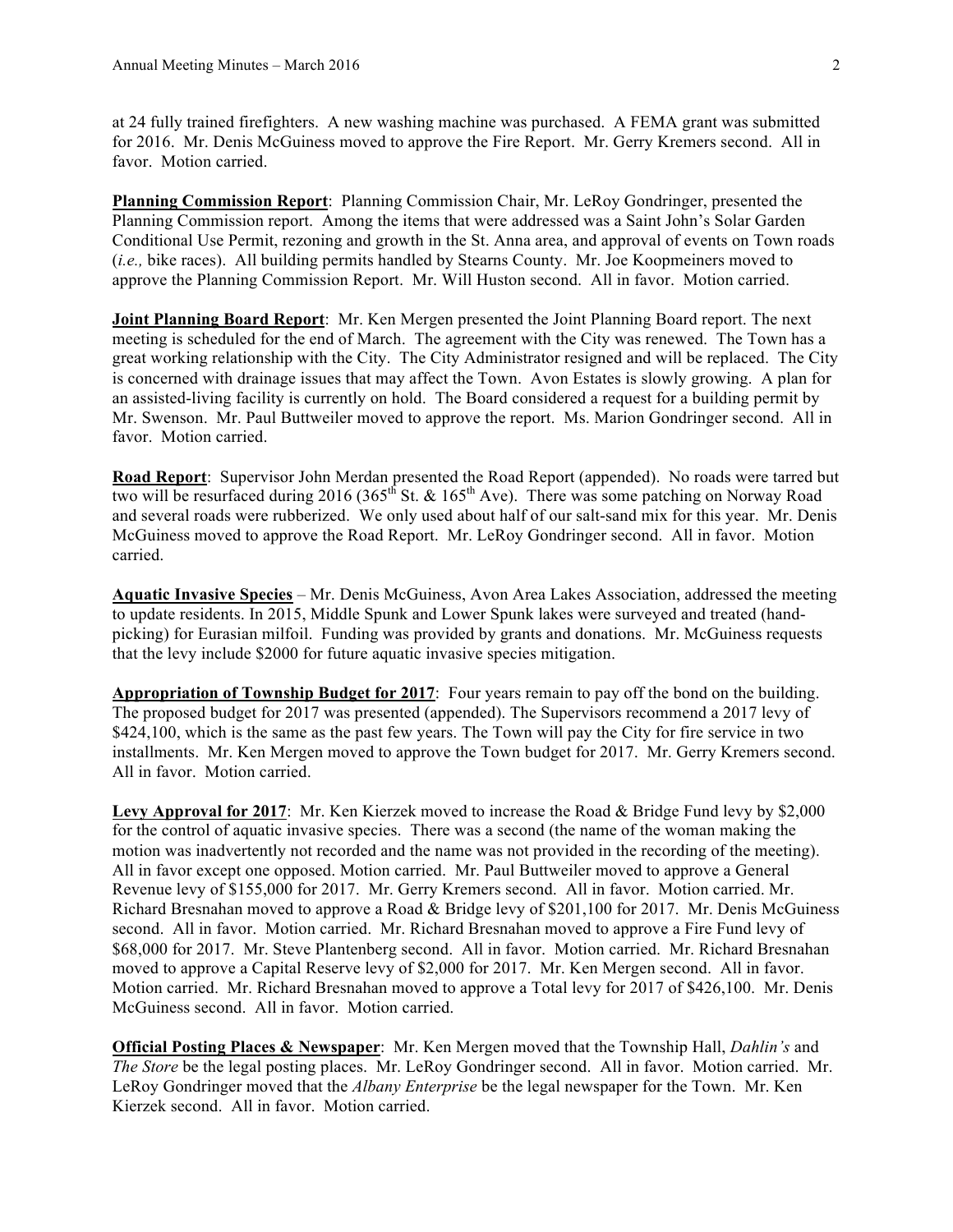at 24 fully trained firefighters. A new washing machine was purchased. A FEMA grant was submitted for 2016. Mr. Denis McGuiness moved to approve the Fire Report. Mr. Gerry Kremers second. All in favor. Motion carried.

**Planning Commission Report**: Planning Commission Chair, Mr. LeRoy Gondringer, presented the Planning Commission report. Among the items that were addressed was a Saint John's Solar Garden Conditional Use Permit, rezoning and growth in the St. Anna area, and approval of events on Town roads (*i.e.,* bike races). All building permits handled by Stearns County. Mr. Joe Koopmeiners moved to approve the Planning Commission Report. Mr. Will Huston second. All in favor. Motion carried.

**Joint Planning Board Report**: Mr. Ken Mergen presented the Joint Planning Board report. The next meeting is scheduled for the end of March. The agreement with the City was renewed. The Town has a great working relationship with the City. The City Administrator resigned and will be replaced. The City is concerned with drainage issues that may affect the Town. Avon Estates is slowly growing. A plan for an assisted-living facility is currently on hold. The Board considered a request for a building permit by Mr. Swenson. Mr. Paul Buttweiler moved to approve the report. Ms. Marion Gondringer second. All in favor. Motion carried.

**Road Report**: Supervisor John Merdan presented the Road Report (appended). No roads were tarred but two will be resurfaced during 2016 (365th St. & 165th Ave). There was some patching on Norway Road and several roads were rubberized. We only used about half of our salt-sand mix for this year. Mr. Denis McGuiness moved to approve the Road Report. Mr. LeRoy Gondringer second. All in favor. Motion carried.

**Aquatic Invasive Species** – Mr. Denis McGuiness, Avon Area Lakes Association, addressed the meeting to update residents. In 2015, Middle Spunk and Lower Spunk lakes were surveyed and treated (hand-picking) for Eurasian milfoil. Funding was provided by grants and donations. Mr. McGuiness requests that the levy include $2000 for future aquatic invasive species mitigation.

**Appropriation of Township Budget for 2017**: Four years remain to pay off the bond on the building. The proposed budget for 2017 was presented (appended). The Supervisors recommend a 2017 levy of $424,100, which is the same as the past few years. The Town will pay the City for fire service in two installments. Mr. Ken Mergen moved to approve the Town budget for 2017. Mr. Gerry Kremers second. All in favor. Motion carried.

**Levy Approval for 2017**: Mr. Ken Kierzek moved to increase the Road & Bridge Fund levy by $2,000 for the control of aquatic invasive species. There was a second (the name of the woman making the motion was inadvertently not recorded and the name was not provided in the recording of the meeting). All in favor except one opposed. Motion carried. Mr. Paul Buttweiler moved to approve a General Revenue levy of $155,000 for 2017. Mr. Gerry Kremers second. All in favor. Motion carried. Mr. Richard Bresnahan moved to approve a Road & Bridge levy of $201,100 for 2017. Mr. Denis McGuiness second. All in favor. Motion carried. Mr. Richard Bresnahan moved to approve a Fire Fund levy of $68,000 for 2017. Mr. Steve Plantenberg second. All in favor. Motion carried. Mr. Richard Bresnahan moved to approve a Capital Reserve levy of $2,000 for 2017. Mr. Ken Mergen second. All in favor. Motion carried. Mr. Richard Bresnahan moved to approve a Total levy for 2017 of $426,100. Mr. Denis McGuiness second. All in favor. Motion carried.

**Official Posting Places & Newspaper**: Mr. Ken Mergen moved that the Township Hall, *Dahlin's* and *The Store* be the legal posting places. Mr. LeRoy Gondringer second. All in favor. Motion carried. Mr. LeRoy Gondringer moved that the *Albany Enterprise* be the legal newspaper for the Town. Mr. Ken Kierzek second. All in favor. Motion carried.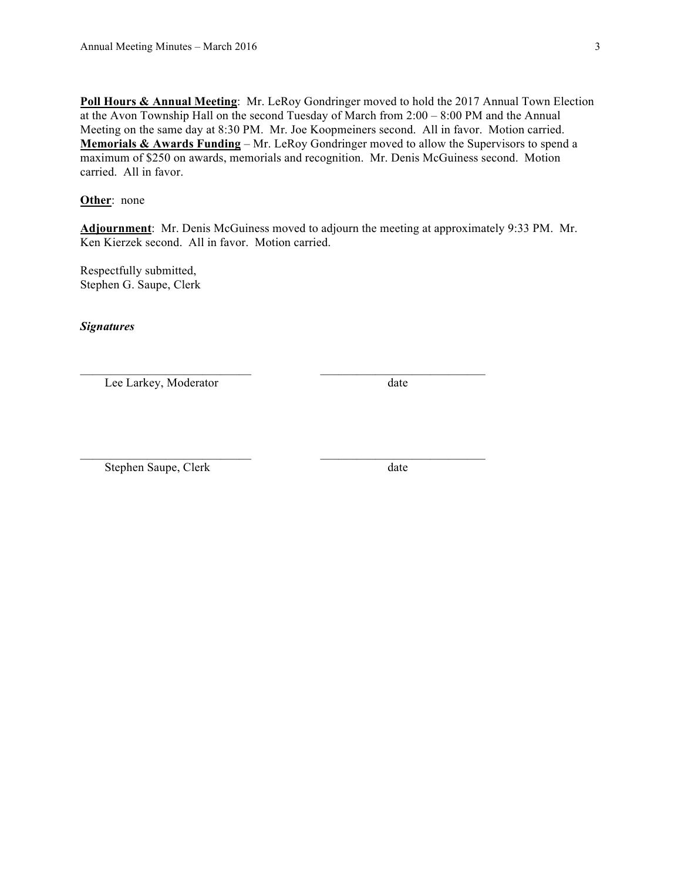**Poll Hours & Annual Meeting**: Mr. LeRoy Gondringer moved to hold the 2017 Annual Town Election at the Avon Township Hall on the second Tuesday of March from 2:00 – 8:00 PM and the Annual Meeting on the same day at 8:30 PM. Mr. Joe Koopmeiners second. All in favor. Motion carried.
**Memorials & Awards Funding** – Mr. LeRoy Gondringer moved to allow the Supervisors to spend a maximum of $250 on awards, memorials and recognition. Mr. Denis McGuiness second. Motion carried. All in favor.

**Other**: none

**Adjournment**: Mr. Denis McGuiness moved to adjourn the meeting at approximately 9:33 PM. Mr. Ken Kierzek second. All in favor. Motion carried.

Respectfully submitted,
Stephen G. Saupe, Clerk

***Signatures***

\_\_\_\_\_\_\_\_\_\_\_\_\_\_\_\_\_\_\_\_\_\_\_\_\_\_\_\_ \_\_\_\_\_\_\_\_\_\_\_\_\_\_\_\_\_\_\_\_\_\_\_\_\_\_\_\_
Lee Larkey, Moderator date

\_\_\_\_\_\_\_\_\_\_\_\_\_\_\_\_\_\_\_\_\_\_\_\_\_\_\_\_ \_\_\_\_\_\_\_\_\_\_\_\_\_\_\_\_\_\_\_\_\_\_\_\_\_\_\_\_
Stephen Saupe, Clerk date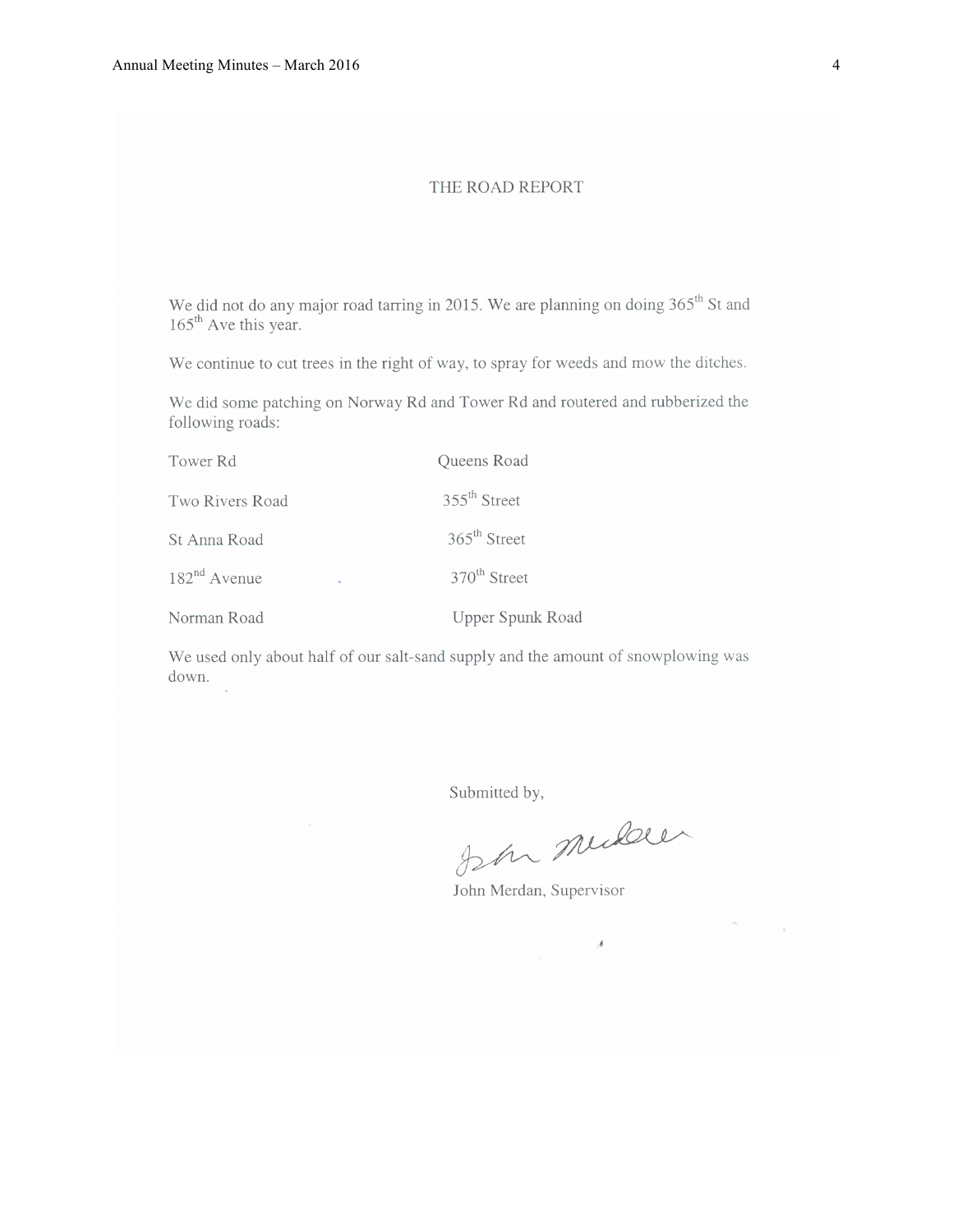# THE ROAD REPORT

We did not do any major road tarring in 2015. We are planning on doing 365th St and 165th Ave this year.

We continue to cut trees in the right of way, to spray for weeds and mow the ditches.

We did some patching on Norway Rd and Tower Rd and routered and rubberized the following roads:

| | |
|---|---|
| Tower Rd | Queens Road |
| Two Rivers Road | 355th Street |
| St Anna Road | 365th Street |
| 182nd Avenue | 370th Street |
| Norman Road | Upper Spunk Road |

We used only about half of our salt-sand supply and the amount of snowplowing was down.

Submitted by,

John Merdan

John Merdan, Supervisor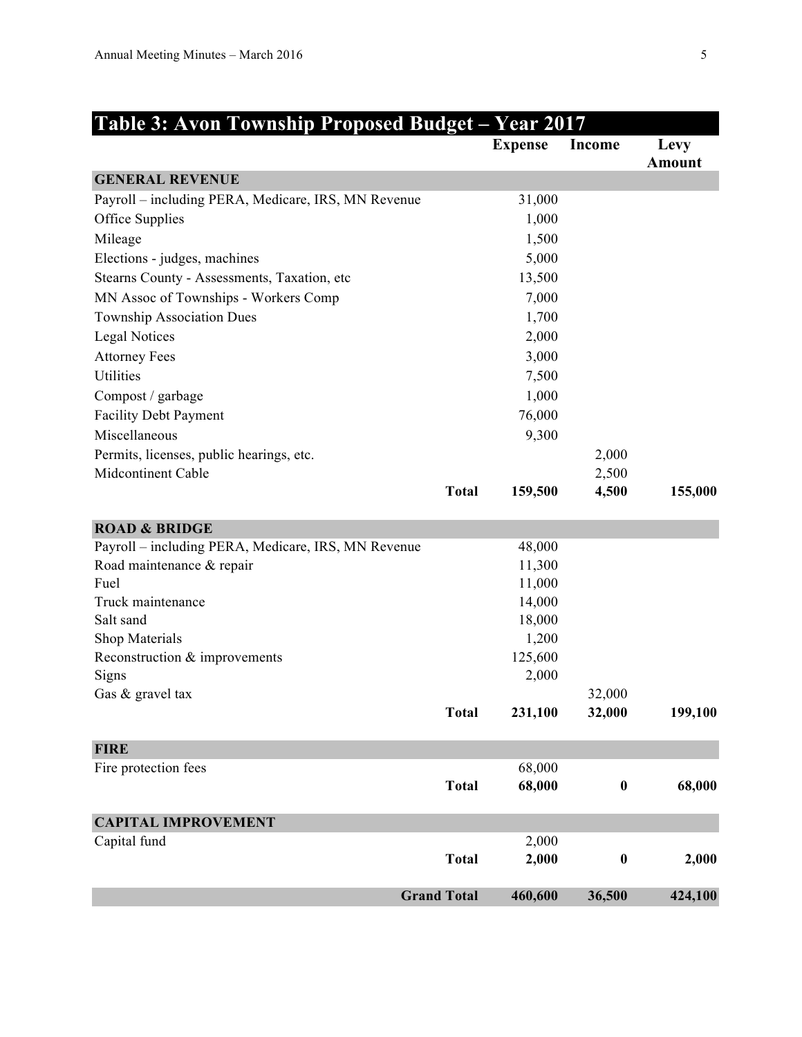## Table 3: Avon Township Proposed Budget – Year 2017

| | Expense | Income | Levy Amount |
|---|---|---|---|
| **GENERAL REVENUE** | | | |
| Payroll – including PERA, Medicare, IRS, MN Revenue | 31,000 | | |
| Office Supplies | 1,000 | | |
| Mileage | 1,500 | | |
| Elections - judges, machines | 5,000 | | |
| Stearns County - Assessments, Taxation, etc | 13,500 | | |
| MN Assoc of Townships - Workers Comp | 7,000 | | |
| Township Association Dues | 1,700 | | |
| Legal Notices | 2,000 | | |
| Attorney Fees | 3,000 | | |
| Utilities | 7,500 | | |
| Compost / garbage | 1,000 | | |
| Facility Debt Payment | 76,000 | | |
| Miscellaneous | 9,300 | | |
| Permits, licenses, public hearings, etc. | | 2,000 | |
| Midcontinent Cable | | 2,500 | |
| **Total** | **159,500** | **4,500** | **155,000** |
| **ROAD & BRIDGE** | | | |
| Payroll – including PERA, Medicare, IRS, MN Revenue | 48,000 | | |
| Road maintenance & repair | 11,300 | | |
| Fuel | 11,000 | | |
| Truck maintenance | 14,000 | | |
| Salt sand | 18,000 | | |
| Shop Materials | 1,200 | | |
| Reconstruction & improvements | 125,600 | | |
| Signs | 2,000 | | |
| Gas & gravel tax | | 32,000 | |
| **Total** | **231,100** | **32,000** | **199,100** |
| **FIRE** | | | |
| Fire protection fees | 68,000 | | |
| **Total** | **68,000** | **0** | **68,000** |
| **CAPITAL IMPROVEMENT** | | | |
| Capital fund | 2,000 | | |
| **Total** | **2,000** | **0** | **2,000** |
| **Grand Total** | **460,600** | **36,500** | **424,100** |